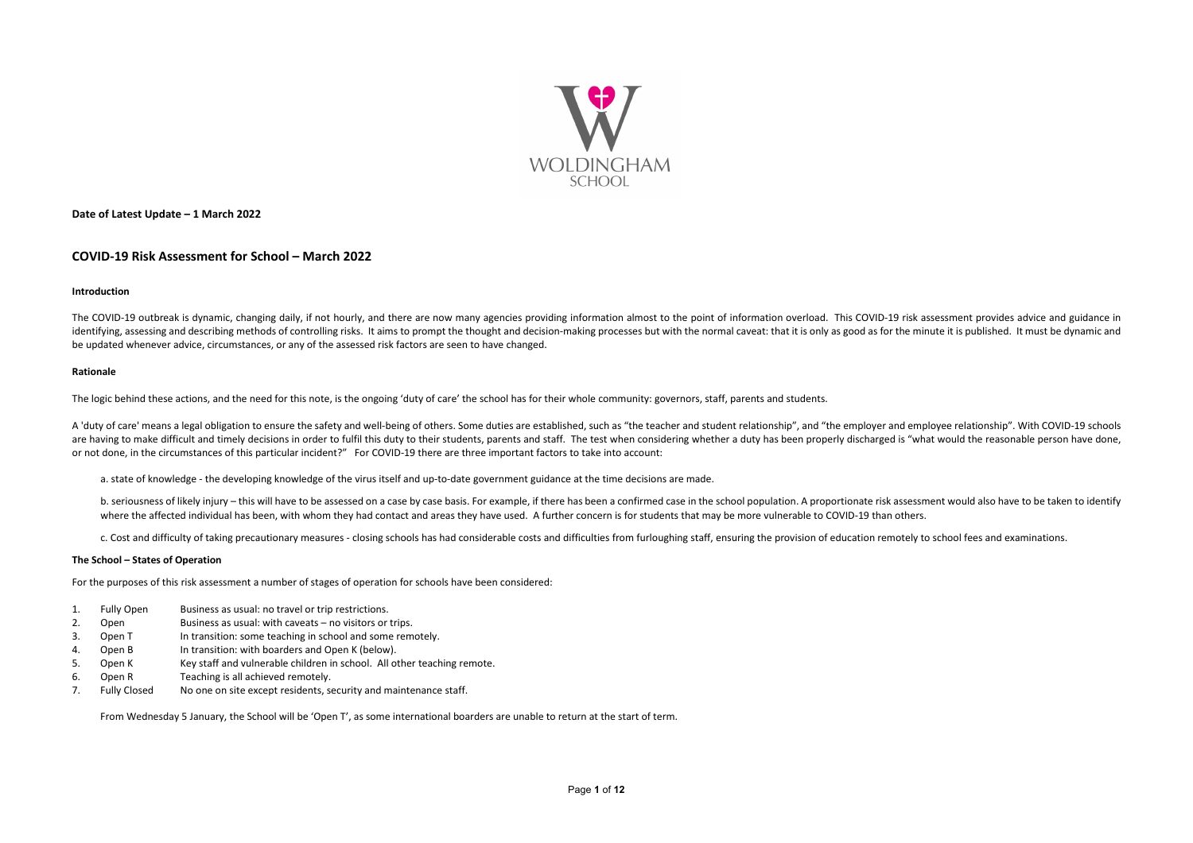**Date of Latest Update – 1 March 2022**

## COVID-19 Risk Assessment for School – March 2022

### Introduction

The COVID-19 outbreak is dynamic, changing daily, if not hourly, and there are now many agencies providing information almost to the point of information overload. This COVID-19 risk assessment provides advice and guidance in identifying, assessing and describing methods of controlling risks. It aims to prompt the thought and decision-making processes but with the normal caveat: that it is only as good as for the minute it is published. It must be dynamic and be updated whenever advice, circumstances, or any of the assessed risk factors are seen to have changed.

### Rationale

The logic behind these actions, and the need for this note, is the ongoing 'duty of care' the school has for their whole community: governors, staff, parents and students.

A 'duty of care' means a legal obligation to ensure the safety and well-being of others. Some duties are established, such as "the teacher and student relationship", and "the employer and employee relationship". With COVID-19 schools are having to make difficult and timely decisions in order to fulfil this duty to their students, parents and staff. The test when considering whether a duty has been properly discharged is "what would the reasonable person have done, or not done, in the circumstances of this particular incident?" For COVID-19 there are three important factors to take into account:

a. state of knowledge - the developing knowledge of the virus itself and up-to-date government guidance at the time decisions are made.

b. seriousness of likely injury – this will have to be assessed on a case by case basis. For example, if there has been a confirmed case in the school population. A proportionate risk assessment would also have to be taken to identify where the affected individual has been, with whom they had contact and areas they have used. A further concern is for students that may be more vulnerable to COVID-19 than others.

c. Cost and difficulty of taking precautionary measures - closing schools has had considerable costs and difficulties from furloughing staff, ensuring the provision of education remotely to school fees and examinations.

### The School – States of Operation

For the purposes of this risk assessment a number of stages of operation for schools have been considered:

1. Fully Open — Business as usual: no travel or trip restrictions.
2. Open — Business as usual: with caveats – no visitors or trips.
3. Open T — In transition: some teaching in school and some remotely.
4. Open B — In transition: with boarders and Open K (below).
5. Open K — Key staff and vulnerable children in school. All other teaching remote.
6. Open R — Teaching is all achieved remotely.
7. Fully Closed — No one on site except residents, security and maintenance staff.

From Wednesday 5 January, the School will be 'Open T', as some international boarders are unable to return at the start of term.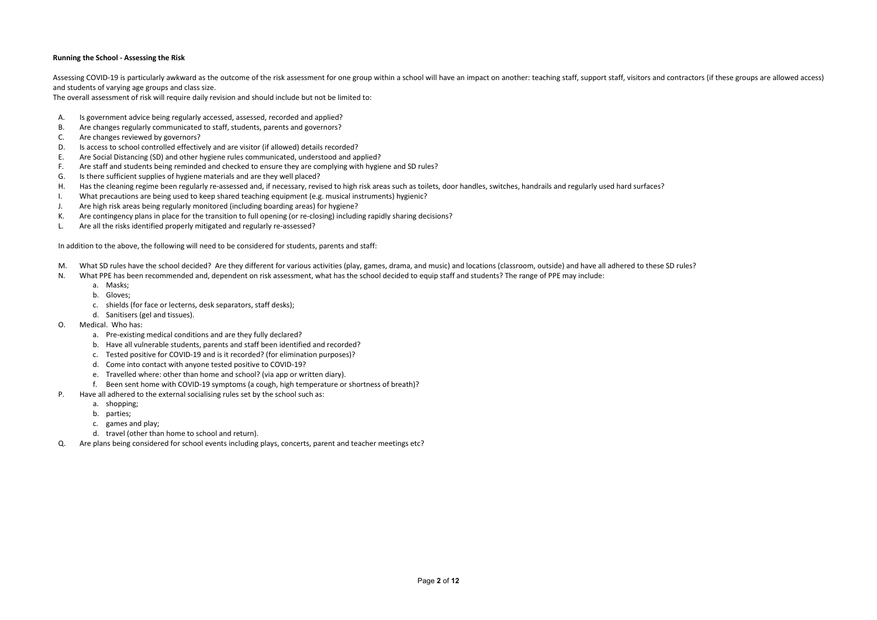**Running the School - Assessing the Risk**

Assessing COVID-19 is particularly awkward as the outcome of the risk assessment for one group within a school will have an impact on another: teaching staff, support staff, visitors and contractors (if these groups are allowed access) and students of varying age groups and class size.
The overall assessment of risk will require daily revision and should include but not be limited to:

A. Is government advice being regularly accessed, assessed, recorded and applied?
B. Are changes regularly communicated to staff, students, parents and governors?
C. Are changes reviewed by governors?
D. Is access to school controlled effectively and are visitor (if allowed) details recorded?
E. Are Social Distancing (SD) and other hygiene rules communicated, understood and applied?
F. Are staff and students being reminded and checked to ensure they are complying with hygiene and SD rules?
G. Is there sufficient supplies of hygiene materials and are they well placed?
H. Has the cleaning regime been regularly re-assessed and, if necessary, revised to high risk areas such as toilets, door handles, switches, handrails and regularly used hard surfaces?
I. What precautions are being used to keep shared teaching equipment (e.g. musical instruments) hygienic?
J. Are high risk areas being regularly monitored (including boarding areas) for hygiene?
K. Are contingency plans in place for the transition to full opening (or re-closing) including rapidly sharing decisions?
L. Are all the risks identified properly mitigated and regularly re-assessed?

In addition to the above, the following will need to be considered for students, parents and staff:

M. What SD rules have the school decided? Are they different for various activities (play, games, drama, and music) and locations (classroom, outside) and have all adhered to these SD rules?
N. What PPE has been recommended and, dependent on risk assessment, what has the school decided to equip staff and students? The range of PPE may include:
    a. Masks;
    b. Gloves;
    c. shields (for face or lecterns, desk separators, staff desks);
    d. Sanitisers (gel and tissues).
O. Medical. Who has:
    a. Pre-existing medical conditions and are they fully declared?
    b. Have all vulnerable students, parents and staff been identified and recorded?
    c. Tested positive for COVID-19 and is it recorded? (for elimination purposes)?
    d. Come into contact with anyone tested positive to COVID-19?
    e. Travelled where: other than home and school? (via app or written diary).
    f. Been sent home with COVID-19 symptoms (a cough, high temperature or shortness of breath)?
P. Have all adhered to the external socialising rules set by the school such as:
    a. shopping;
    b. parties;
    c. games and play;
    d. travel (other than home to school and return).
Q. Are plans being considered for school events including plays, concerts, parent and teacher meetings etc?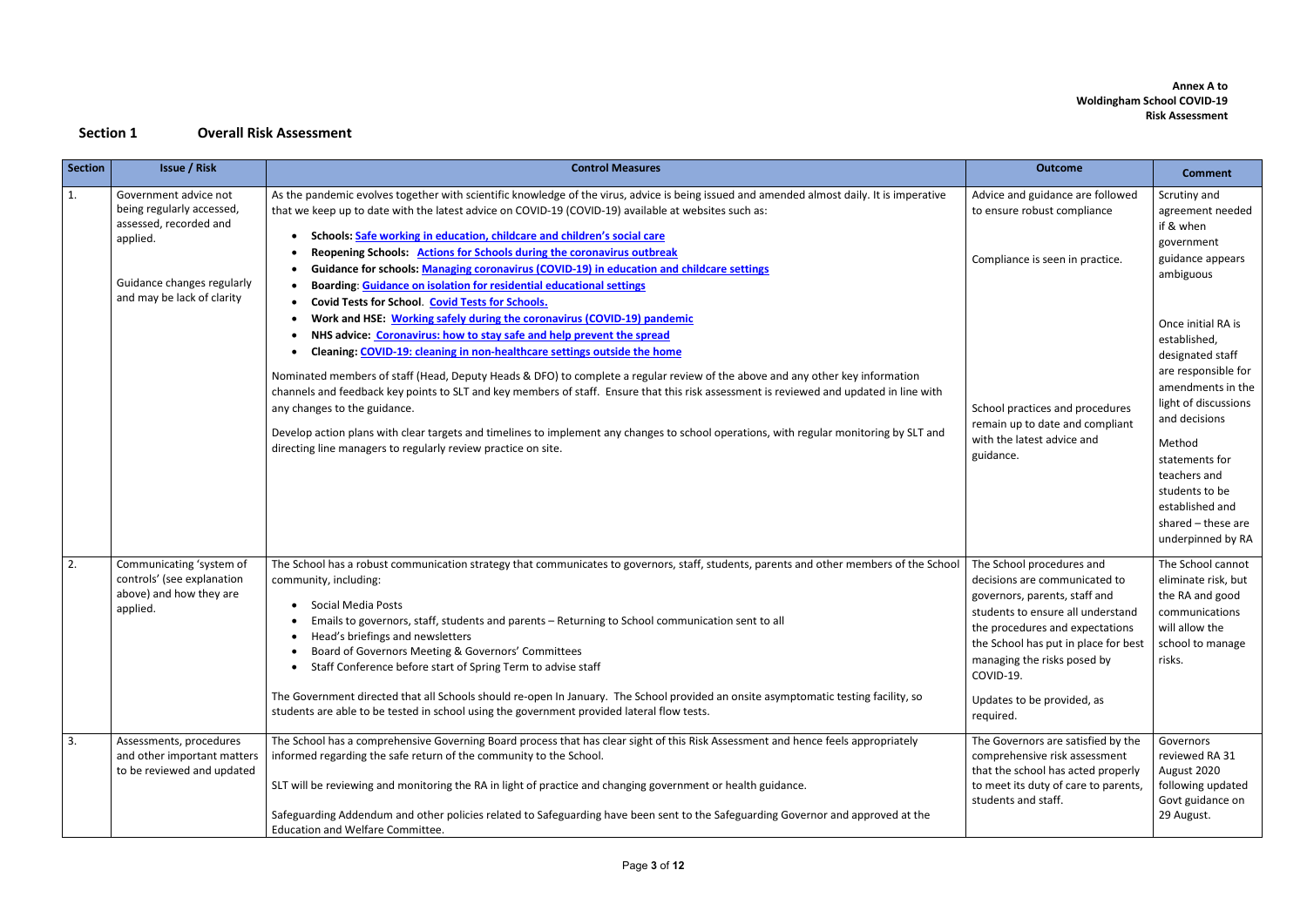**Annex A to**
**Woldingham School COVID-19**
**Risk Assessment**

## Section 1 Overall Risk Assessment

| Section | Issue / Risk | Control Measures | Outcome | Comment |
|---|---|---|---|---|
| 1. | Government advice not being regularly accessed, assessed, recorded and applied.<br><br>Guidance changes regularly and may be lack of clarity | As the pandemic evolves together with scientific knowledge of the virus, advice is being issued and amended almost daily. It is imperative that we keep up to date with the latest advice on COVID-19 (COVID-19) available at websites such as:<br>• **Schools: Safe working in education, childcare and children's social care**<br>• **Reopening Schools: Actions for Schools during the coronavirus outbreak**<br>• **Guidance for schools: Managing coronavirus (COVID-19) in education and childcare settings**<br>• **Boarding: Guidance on isolation for residential educational settings**<br>• **Covid Tests for School. Covid Tests for Schools.**<br>• **Work and HSE: Working safely during the coronavirus (COVID-19) pandemic**<br>• **NHS advice: Coronavirus: how to stay safe and help prevent the spread**<br>• **Cleaning: COVID-19: cleaning in non-healthcare settings outside the home**<br><br>Nominated members of staff (Head, Deputy Heads & DFO) to complete a regular review of the above and any other key information channels and feedback key points to SLT and key members of staff. Ensure that this risk assessment is reviewed and updated in line with any changes to the guidance.<br><br>Develop action plans with clear targets and timelines to implement any changes to school operations, with regular monitoring by SLT and directing line managers to regularly review practice on site. | Advice and guidance are followed to ensure robust compliance<br><br>Compliance is seen in practice.<br><br>School practices and procedures remain up to date and compliant with the latest advice and guidance. | Scrutiny and agreement needed if & when government guidance appears ambiguous<br><br>Once initial RA is established, designated staff are responsible for amendments in the light of discussions and decisions<br><br>Method statements for teachers and students to be established and shared – these are underpinned by RA |
| 2. | Communicating 'system of controls' (see explanation above) and how they are applied. | The School has a robust communication strategy that communicates to governors, staff, students, parents and other members of the School community, including:<br>• Social Media Posts<br>• Emails to governors, staff, students and parents – Returning to School communication sent to all<br>• Head's briefings and newsletters<br>• Board of Governors Meeting & Governors' Committees<br>• Staff Conference before start of Spring Term to advise staff<br><br>The Government directed that all Schools should re-open In January. The School provided an onsite asymptomatic testing facility, so students are able to be tested in school using the government provided lateral flow tests. | The School procedures and decisions are communicated to governors, parents, staff and students to ensure all understand the procedures and expectations the School has put in place for best managing the risks posed by COVID-19.<br><br>Updates to be provided, as required. | The School cannot eliminate risk, but the RA and good communications will allow the school to manage risks. |
| 3. | Assessments, procedures and other important matters to be reviewed and updated | The School has a comprehensive Governing Board process that has clear sight of this Risk Assessment and hence feels appropriately informed regarding the safe return of the community to the School.<br><br>SLT will be reviewing and monitoring the RA in light of practice and changing government or health guidance.<br><br>Safeguarding Addendum and other policies related to Safeguarding have been sent to the Safeguarding Governor and approved at the Education and Welfare Committee. | The Governors are satisfied by the comprehensive risk assessment that the school has acted properly to meet its duty of care to parents, students and staff. | Governors reviewed RA 31 August 2020 following updated Govt guidance on 29 August. |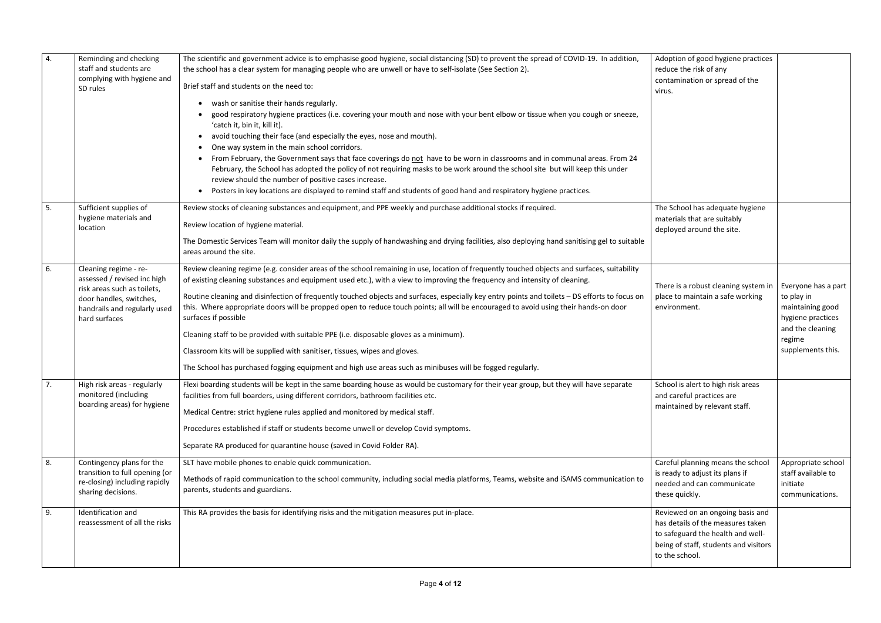| 4. | Reminding and checking staff and students are complying with hygiene and SD rules | The scientific and government advice is to emphasise good hygiene, social distancing (SD) to prevent the spread of COVID-19. In addition, the school has a clear system for managing people who are unwell or have to self-isolate (See Section 2).<br><br>Brief staff and students on the need to:<br><br>• wash or sanitise their hands regularly.<br>• good respiratory hygiene practices (i.e. covering your mouth and nose with your bent elbow or tissue when you cough or sneeze, 'catch it, bin it, kill it).<br>• avoid touching their face (and especially the eyes, nose and mouth).<br>• One way system in the main school corridors.<br>• From February, the Government says that face coverings do not have to be worn in classrooms and in communal areas. From 24 February, the School has adopted the policy of not requiring masks to be work around the school site but will keep this under review should the number of positive cases increase.<br>• Posters in key locations are displayed to remind staff and students of good hand and respiratory hygiene practices. | Adoption of good hygiene practices reduce the risk of any contamination or spread of the virus. | |
|---|---|---|---|---|
| 5. | Sufficient supplies of hygiene materials and location | Review stocks of cleaning substances and equipment, and PPE weekly and purchase additional stocks if required.<br><br>Review location of hygiene material.<br><br>The Domestic Services Team will monitor daily the supply of handwashing and drying facilities, also deploying hand sanitising gel to suitable areas around the site. | The School has adequate hygiene materials that are suitably deployed around the site. | |
| 6. | Cleaning regime - re-assessed / revised inc high risk areas such as toilets, door handles, switches, handrails and regularly used hard surfaces | Review cleaning regime (e.g. consider areas of the school remaining in use, location of frequently touched objects and surfaces, suitability of existing cleaning substances and equipment used etc.), with a view to improving the frequency and intensity of cleaning.<br><br>Routine cleaning and disinfection of frequently touched objects and surfaces, especially key entry points and toilets – DS efforts to focus on this. Where appropriate doors will be propped open to reduce touch points; all will be encouraged to avoid using their hands-on door surfaces if possible<br><br>Cleaning staff to be provided with suitable PPE (i.e. disposable gloves as a minimum).<br><br>Classroom kits will be supplied with sanitiser, tissues, wipes and gloves.<br><br>The School has purchased fogging equipment and high use areas such as minibuses will be fogged regularly. | There is a robust cleaning system in place to maintain a safe working environment. | Everyone has a part to play in maintaining good hygiene practices and the cleaning regime supplements this. |
| 7. | High risk areas - regularly monitored (including boarding areas) for hygiene | Flexi boarding students will be kept in the same boarding house as would be customary for their year group, but they will have separate facilities from full boarders, using different corridors, bathroom facilities etc.<br><br>Medical Centre: strict hygiene rules applied and monitored by medical staff.<br><br>Procedures established if staff or students become unwell or develop Covid symptoms.<br><br>Separate RA produced for quarantine house (saved in Covid Folder RA). | School is alert to high risk areas and careful practices are maintained by relevant staff. | |
| 8. | Contingency plans for the transition to full opening (or re-closing) including rapidly sharing decisions. | SLT have mobile phones to enable quick communication.<br><br>Methods of rapid communication to the school community, including social media platforms, Teams, website and iSAMS communication to parents, students and guardians. | Careful planning means the school is ready to adjust its plans if needed and can communicate these quickly. | Appropriate school staff available to initiate communications. |
| 9. | Identification and reassessment of all the risks | This RA provides the basis for identifying risks and the mitigation measures put in-place. | Reviewed on an ongoing basis and has details of the measures taken to safeguard the health and well-being of staff, students and visitors to the school. | |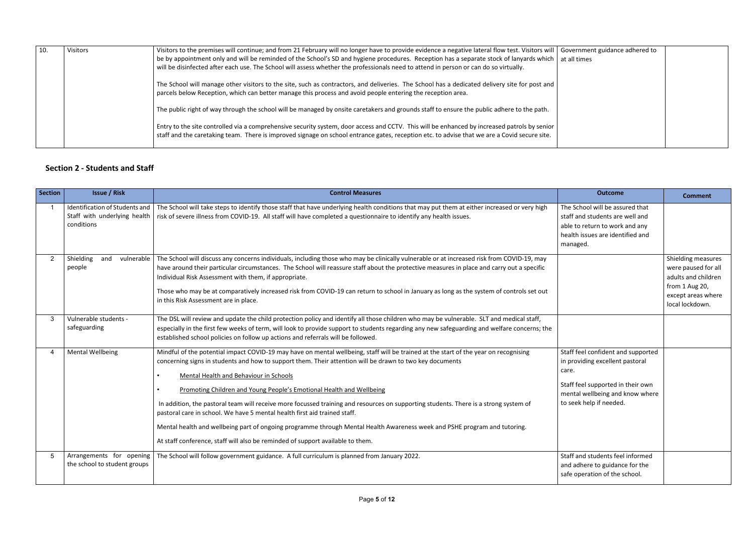| 10. | Visitors | Visitors to the premises will continue; and from 21 February will no longer have to provide evidence a negative lateral flow test. Visitors will be by appointment only and will be reminded of the School's SD and hygiene procedures. Reception has a separate stock of lanyards which will be disinfected after each use. The School will assess whether the professionals need to attend in person or can do so virtually.<br><br>The School will manage other visitors to the site, such as contractors, and deliveries. The School has a dedicated delivery site for post and parcels below Reception, which can better manage this process and avoid people entering the reception area.<br><br>The public right of way through the school will be managed by onsite caretakers and grounds staff to ensure the public adhere to the path.<br><br>Entry to the site controlled via a comprehensive security system, door access and CCTV. This will be enhanced by increased patrols by senior staff and the caretaking team. There is improved signage on school entrance gates, reception etc. to advise that we are a Covid secure site. | Government guidance adhered to at all times | |
|---|---|---|---|---|

## Section 2 - Students and Staff

| Section | Issue / Risk | Control Measures | Outcome | Comment |
|---|---|---|---|---|
| 1 | Identification of Students and Staff with underlying health conditions | The School will take steps to identify those staff that have underlying health conditions that may put them at either increased or very high risk of severe illness from COVID-19. All staff will have completed a questionnaire to identify any health issues. | The School will be assured that staff and students are well and able to return to work and any health issues are identified and managed. | |
| 2 | Shielding and vulnerable people | The School will discuss any concerns individuals, including those who may be clinically vulnerable or at increased risk from COVID-19, may have around their particular circumstances. The School will reassure staff about the protective measures in place and carry out a specific Individual Risk Assessment with them, if appropriate.<br><br>Those who may be at comparatively increased risk from COVID-19 can return to school in January as long as the system of controls set out in this Risk Assessment are in place. | | Shielding measures were paused for all adults and children from 1 Aug 20, except areas where local lockdown. |
| 3 | Vulnerable students - safeguarding | The DSL will review and update the child protection policy and identify all those children who may be vulnerable. SLT and medical staff, especially in the first few weeks of term, will look to provide support to students regarding any new safeguarding and welfare concerns; the established school policies on follow up actions and referrals will be followed. | | |
| 4 | Mental Wellbeing | Mindful of the potential impact COVID-19 may have on mental wellbeing, staff will be trained at the start of the year on recognising concerning signs in students and how to support them. Their attention will be drawn to two key documents<br><br>• Mental Health and Behaviour in Schools<br><br>• Promoting Children and Young People's Emotional Health and Wellbeing<br><br>In addition, the pastoral team will receive more focussed training and resources on supporting students. There is a strong system of pastoral care in school. We have 5 mental health first aid trained staff.<br><br>Mental health and wellbeing part of ongoing programme through Mental Health Awareness week and PSHE program and tutoring.<br><br>At staff conference, staff will also be reminded of support available to them. | Staff feel confident and supported in providing excellent pastoral care.<br><br>Staff feel supported in their own mental wellbeing and know where to seek help if needed. | |
| 5 | Arrangements for opening the school to student groups | The School will follow government guidance. A full curriculum is planned from January 2022. | Staff and students feel informed and adhere to guidance for the safe operation of the school. | |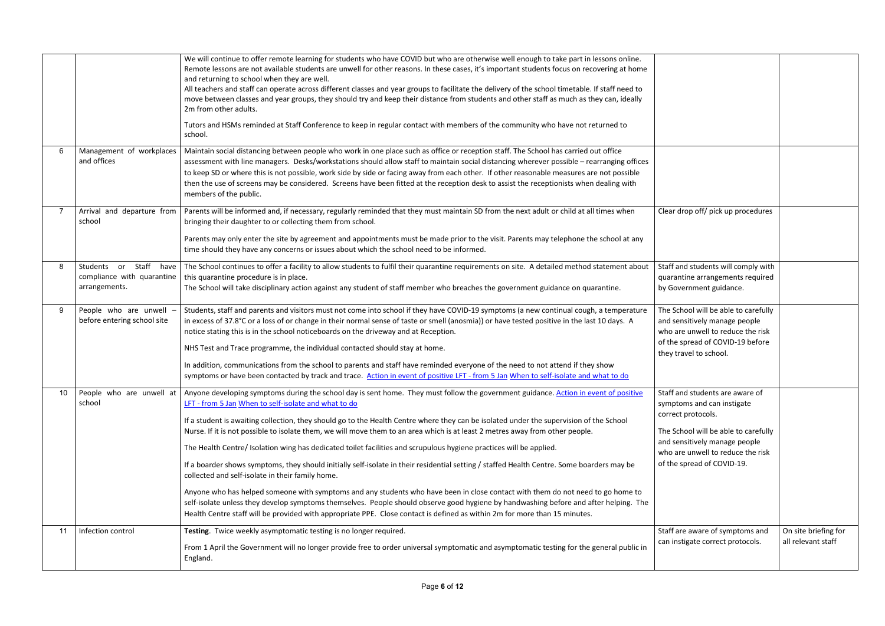| | | | | |
|---|---|---|---|---|
| | | We will continue to offer remote learning for students who have COVID but who are otherwise well enough to take part in lessons online. Remote lessons are not available students are unwell for other reasons. In these cases, it's important students focus on recovering at home and returning to school when they are well.<br>All teachers and staff can operate across different classes and year groups to facilitate the delivery of the school timetable. If staff need to move between classes and year groups, they should try and keep their distance from students and other staff as much as they can, ideally 2m from other adults.<br><br>Tutors and HSMs reminded at Staff Conference to keep in regular contact with members of the community who have not returned to school. | | |
| 6 | Management of workplaces and offices | Maintain social distancing between people who work in one place such as office or reception staff. The School has carried out office assessment with line managers. Desks/workstations should allow staff to maintain social distancing wherever possible – rearranging offices to keep SD or where this is not possible, work side by side or facing away from each other. If other reasonable measures are not possible then the use of screens may be considered. Screens have been fitted at the reception desk to assist the receptionists when dealing with members of the public. | | |
| 7 | Arrival and departure from school | Parents will be informed and, if necessary, regularly reminded that they must maintain SD from the next adult or child at all times when bringing their daughter to or collecting them from school.<br><br>Parents may only enter the site by agreement and appointments must be made prior to the visit. Parents may telephone the school at any time should they have any concerns or issues about which the school need to be informed. | Clear drop off/ pick up procedures | |
| 8 | Students or Staff have compliance with quarantine arrangements. | The School continues to offer a facility to allow students to fulfil their quarantine requirements on site. A detailed method statement about this quarantine procedure is in place.<br>The School will take disciplinary action against any student of staff member who breaches the government guidance on quarantine. | Staff and students will comply with quarantine arrangements required by Government guidance. | |
| 9 | People who are unwell – before entering school site | Students, staff and parents and visitors must not come into school if they have COVID-19 symptoms (a new continual cough, a temperature in excess of 37.8°C or a loss of or change in their normal sense of taste or smell (anosmia)) or have tested positive in the last 10 days. A notice stating this is in the school noticeboards on the driveway and at Reception.<br><br>NHS Test and Trace programme, the individual contacted should stay at home.<br><br>In addition, communications from the school to parents and staff have reminded everyone of the need to not attend if they show symptoms or have been contacted by track and trace. Action in event of positive LFT - from 5 Jan When to self-isolate and what to do | The School will be able to carefully and sensitively manage people who are unwell to reduce the risk of the spread of COVID-19 before they travel to school. | |
| 10 | People who are unwell at school | Anyone developing symptoms during the school day is sent home. They must follow the government guidance. Action in event of positive LFT - from 5 Jan When to self-isolate and what to do<br><br>If a student is awaiting collection, they should go to the Health Centre where they can be isolated under the supervision of the School Nurse. If it is not possible to isolate them, we will move them to an area which is at least 2 metres away from other people.<br><br>The Health Centre/ Isolation wing has dedicated toilet facilities and scrupulous hygiene practices will be applied.<br><br>If a boarder shows symptoms, they should initially self-isolate in their residential setting / staffed Health Centre. Some boarders may be collected and self-isolate in their family home.<br><br>Anyone who has helped someone with symptoms and any students who have been in close contact with them do not need to go home to self-isolate unless they develop symptoms themselves. People should observe good hygiene by handwashing before and after helping. The Health Centre staff will be provided with appropriate PPE. Close contact is defined as within 2m for more than 15 minutes. | Staff and students are aware of symptoms and can instigate correct protocols.<br><br>The School will be able to carefully and sensitively manage people who are unwell to reduce the risk of the spread of COVID-19. | |
| 11 | Infection control | **Testing**. Twice weekly asymptomatic testing is no longer required.<br><br>From 1 April the Government will no longer provide free to order universal symptomatic and asymptomatic testing for the general public in England. | Staff are aware of symptoms and can instigate correct protocols. | On site briefing for all relevant staff |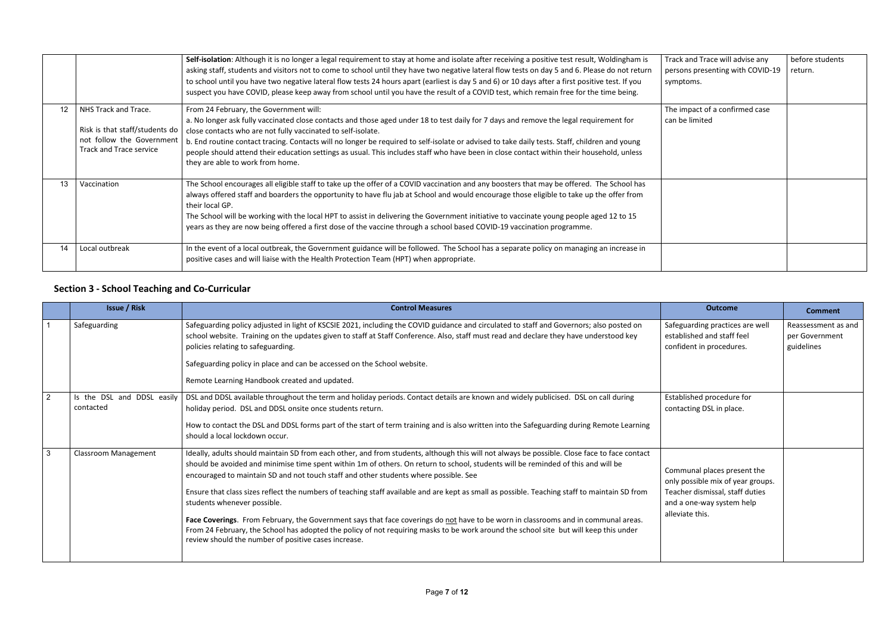| | | | | |
|---|---|---|---|---|
| | | **Self-isolation**: Although it is no longer a legal requirement to stay at home and isolate after receiving a positive test result, Woldingham is asking staff, students and visitors not to come to school until they have two negative lateral flow tests on day 5 and 6. Please do not return to school until you have two negative lateral flow tests 24 hours apart (earliest is day 5 and 6) or 10 days after a first positive test. If you suspect you have COVID, please keep away from school until you have the result of a COVID test, which remain free for the time being. | Track and Trace will advise any persons presenting with COVID-19 symptoms. | before students return. |
| 12 | NHS Track and Trace.<br><br>Risk is that staff/students do not follow the Government Track and Trace service | From 24 February, the Government will:<br>a. No longer ask fully vaccinated close contacts and those aged under 18 to test daily for 7 days and remove the legal requirement for close contacts who are not fully vaccinated to self-isolate.<br>b. End routine contact tracing. Contacts will no longer be required to self-isolate or advised to take daily tests. Staff, children and young people should attend their education settings as usual. This includes staff who have been in close contact within their household, unless they are able to work from home. | The impact of a confirmed case can be limited | |
| 13 | Vaccination | The School encourages all eligible staff to take up the offer of a COVID vaccination and any boosters that may be offered. The School has always offered staff and boarders the opportunity to have flu jab at School and would encourage those eligible to take up the offer from their local GP.<br>The School will be working with the local HPT to assist in delivering the Government initiative to vaccinate young people aged 12 to 15 years as they are now being offered a first dose of the vaccine through a school based COVID-19 vaccination programme. | | |
| 14 | Local outbreak | In the event of a local outbreak, the Government guidance will be followed. The School has a separate policy on managing an increase in positive cases and will liaise with the Health Protection Team (HPT) when appropriate. | | |

## Section 3 - School Teaching and Co-Curricular

| | Issue / Risk | Control Measures | Outcome | Comment |
|---|---|---|---|---|
| 1 | Safeguarding | Safeguarding policy adjusted in light of KSCSIE 2021, including the COVID guidance and circulated to staff and Governors; also posted on school website. Training on the updates given to staff at Staff Conference. Also, staff must read and declare they have understood key policies relating to safeguarding.<br><br>Safeguarding policy in place and can be accessed on the School website.<br><br>Remote Learning Handbook created and updated. | Safeguarding practices are well established and staff feel confident in procedures. | Reassessment as and per Government guidelines |
| 2 | Is the DSL and DDSL easily contacted | DSL and DDSL available throughout the term and holiday periods. Contact details are known and widely publicised. DSL on call during holiday period. DSL and DDSL onsite once students return.<br><br>How to contact the DSL and DDSL forms part of the start of term training and is also written into the Safeguarding during Remote Learning should a local lockdown occur. | Established procedure for contacting DSL in place. | |
| 3 | Classroom Management | Ideally, adults should maintain SD from each other, and from students, although this will not always be possible. Close face to face contact should be avoided and minimise time spent within 1m of others. On return to school, students will be reminded of this and will be encouraged to maintain SD and not touch staff and other students where possible. See<br><br>Ensure that class sizes reflect the numbers of teaching staff available and are kept as small as possible. Teaching staff to maintain SD from students whenever possible.<br><br>**Face Coverings**. From February, the Government says that face coverings do not have to be worn in classrooms and in communal areas. From 24 February, the School has adopted the policy of not requiring masks to be work around the school site but will keep this under review should the number of positive cases increase. | Communal places present the only possible mix of year groups. Teacher dismissal, staff duties and a one-way system help alleviate this. | |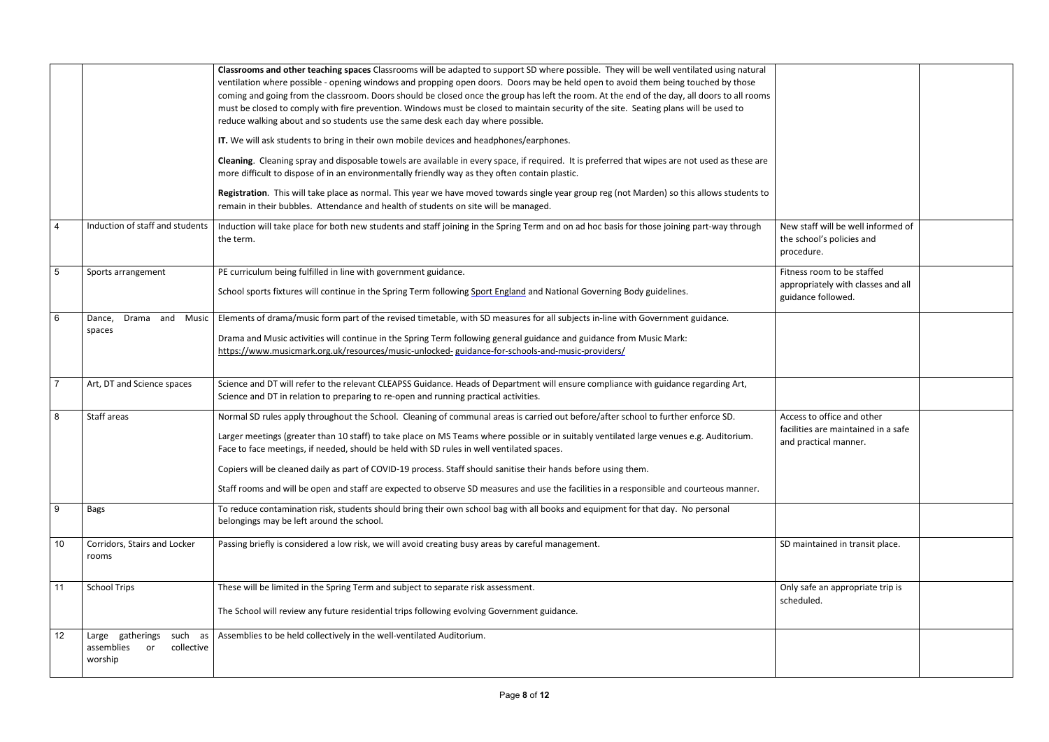| | | | | |
|---|---|---|---|---|
| | | **Classrooms and other teaching spaces** Classrooms will be adapted to support SD where possible. They will be well ventilated using natural ventilation where possible - opening windows and propping open doors. Doors may be held open to avoid them being touched by those coming and going from the classroom. Doors should be closed once the group has left the room. At the end of the day, all doors to all rooms must be closed to comply with fire prevention. Windows must be closed to maintain security of the site. Seating plans will be used to reduce walking about and so students use the same desk each day where possible.<br><br>**IT.** We will ask students to bring in their own mobile devices and headphones/earphones.<br><br>**Cleaning**. Cleaning spray and disposable towels are available in every space, if required. It is preferred that wipes are not used as these are more difficult to dispose of in an environmentally friendly way as they often contain plastic.<br><br>**Registration**. This will take place as normal. This year we have moved towards single year group reg (not Marden) so this allows students to remain in their bubbles. Attendance and health of students on site will be managed. | | |
| 4 | Induction of staff and students | Induction will take place for both new students and staff joining in the Spring Term and on ad hoc basis for those joining part-way through the term. | New staff will be well informed of the school's policies and procedure. | |
| 5 | Sports arrangement | PE curriculum being fulfilled in line with government guidance.<br><br>School sports fixtures will continue in the Spring Term following Sport England and National Governing Body guidelines. | Fitness room to be staffed appropriately with classes and all guidance followed. | |
| 6 | Dance, Drama and Music spaces | Elements of drama/music form part of the revised timetable, with SD measures for all subjects in-line with Government guidance.<br><br>Drama and Music activities will continue in the Spring Term following general guidance and guidance from Music Mark: https://www.musicmark.org.uk/resources/music-unlocked- guidance-for-schools-and-music-providers/ | | |
| 7 | Art, DT and Science spaces | Science and DT will refer to the relevant CLEAPSS Guidance. Heads of Department will ensure compliance with guidance regarding Art, Science and DT in relation to preparing to re-open and running practical activities. | | |
| 8 | Staff areas | Normal SD rules apply throughout the School. Cleaning of communal areas is carried out before/after school to further enforce SD.<br><br>Larger meetings (greater than 10 staff) to take place on MS Teams where possible or in suitably ventilated large venues e.g. Auditorium. Face to face meetings, if needed, should be held with SD rules in well ventilated spaces.<br><br>Copiers will be cleaned daily as part of COVID-19 process. Staff should sanitise their hands before using them.<br><br>Staff rooms and will be open and staff are expected to observe SD measures and use the facilities in a responsible and courteous manner. | Access to office and other facilities are maintained in a safe and practical manner. | |
| 9 | Bags | To reduce contamination risk, students should bring their own school bag with all books and equipment for that day. No personal belongings may be left around the school. | | |
| 10 | Corridors, Stairs and Locker rooms | Passing briefly is considered a low risk, we will avoid creating busy areas by careful management. | SD maintained in transit place. | |
| 11 | School Trips | These will be limited in the Spring Term and subject to separate risk assessment.<br><br>The School will review any future residential trips following evolving Government guidance. | Only safe an appropriate trip is scheduled. | |
| 12 | Large gatherings such as assemblies or collective worship | Assemblies to be held collectively in the well-ventilated Auditorium. | | |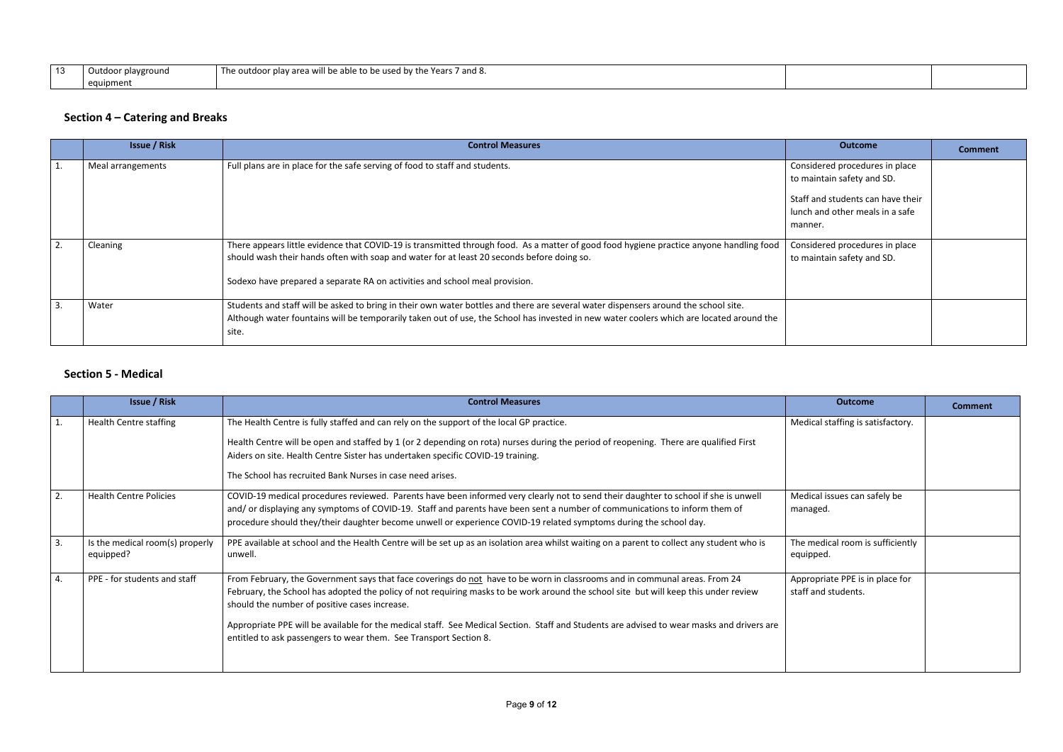| 13 | Outdoor playground equipment | The outdoor play area will be able to be used by the Years 7 and 8. | | |
|---|---|---|---|---|

## Section 4 – Catering and Breaks

| | Issue / Risk | Control Measures | Outcome | Comment |
|---|---|---|---|---|
| 1. | Meal arrangements | Full plans are in place for the safe serving of food to staff and students. | Considered procedures in place to maintain safety and SD.<br><br>Staff and students can have their lunch and other meals in a safe manner. | |
| 2. | Cleaning | There appears little evidence that COVID-19 is transmitted through food. As a matter of good food hygiene practice anyone handling food should wash their hands often with soap and water for at least 20 seconds before doing so.<br><br>Sodexo have prepared a separate RA on activities and school meal provision. | Considered procedures in place to maintain safety and SD. | |
| 3. | Water | Students and staff will be asked to bring in their own water bottles and there are several water dispensers around the school site. Although water fountains will be temporarily taken out of use, the School has invested in new water coolers which are located around the site. | | |

## Section 5 - Medical

| | Issue / Risk | Control Measures | Outcome | Comment |
|---|---|---|---|---|
| 1. | Health Centre staffing | The Health Centre is fully staffed and can rely on the support of the local GP practice.<br><br>Health Centre will be open and staffed by 1 (or 2 depending on rota) nurses during the period of reopening. There are qualified First Aiders on site. Health Centre Sister has undertaken specific COVID-19 training.<br><br>The School has recruited Bank Nurses in case need arises. | Medical staffing is satisfactory. | |
| 2. | Health Centre Policies | COVID-19 medical procedures reviewed. Parents have been informed very clearly not to send their daughter to school if she is unwell and/ or displaying any symptoms of COVID-19. Staff and parents have been sent a number of communications to inform them of procedure should they/their daughter become unwell or experience COVID-19 related symptoms during the school day. | Medical issues can safely be managed. | |
| 3. | Is the medical room(s) properly equipped? | PPE available at school and the Health Centre will be set up as an isolation area whilst waiting on a parent to collect any student who is unwell. | The medical room is sufficiently equipped. | |
| 4. | PPE - for students and staff | From February, the Government says that face coverings do <u>not</u> have to be worn in classrooms and in communal areas. From 24 February, the School has adopted the policy of not requiring masks to be work around the school site but will keep this under review should the number of positive cases increase.<br><br>Appropriate PPE will be available for the medical staff. See Medical Section. Staff and Students are advised to wear masks and drivers are entitled to ask passengers to wear them. See Transport Section 8. | Appropriate PPE is in place for staff and students. | |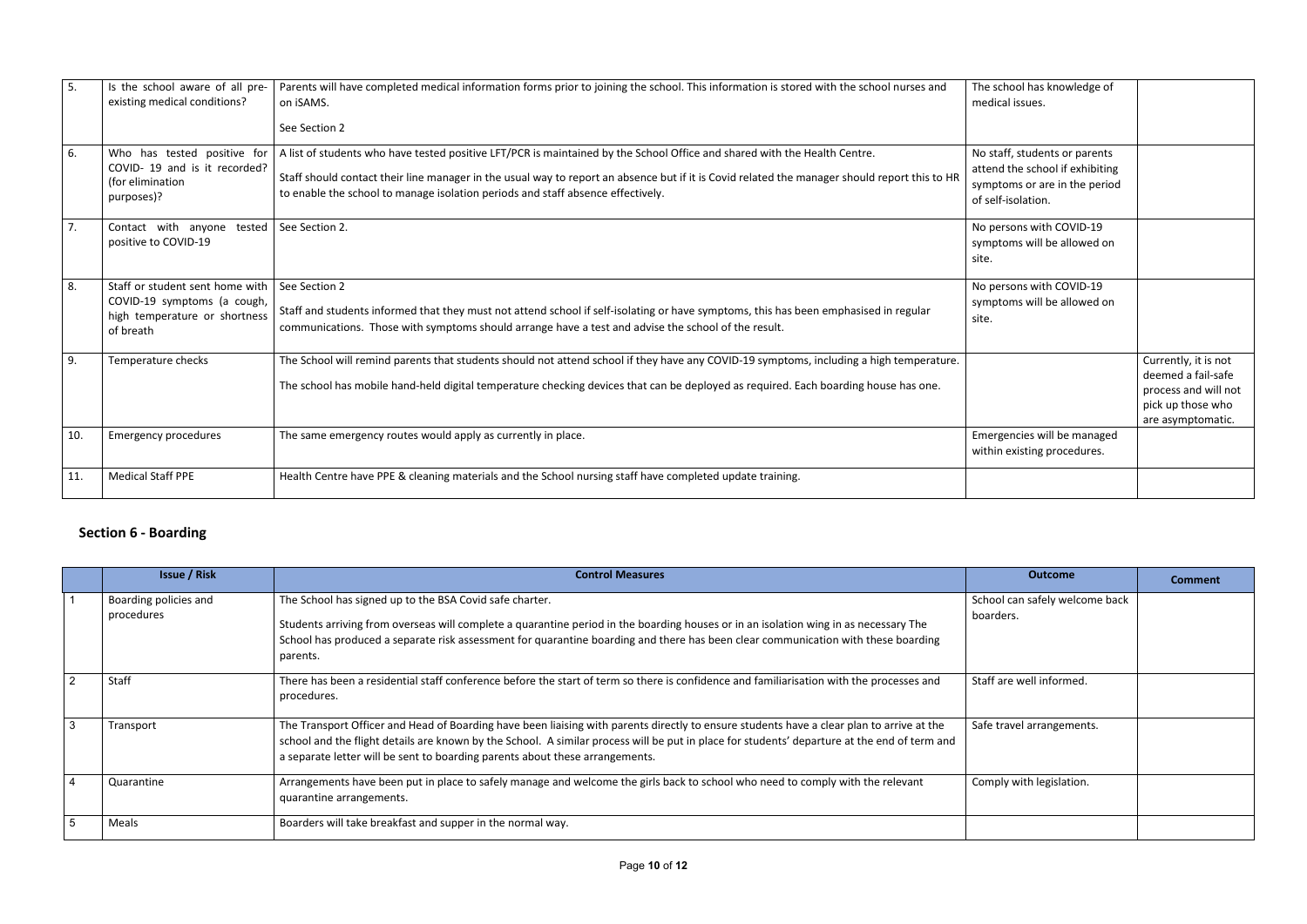| | | | | |
|---|---|---|---|---|
| 5. | Is the school aware of all pre-existing medical conditions? | Parents will have completed medical information forms prior to joining the school. This information is stored with the school nurses and on iSAMS.<br><br>See Section 2 | The school has knowledge of medical issues. | |
| 6. | Who has tested positive for COVID- 19 and is it recorded? (for elimination purposes)? | A list of students who have tested positive LFT/PCR is maintained by the School Office and shared with the Health Centre.<br><br>Staff should contact their line manager in the usual way to report an absence but if it is Covid related the manager should report this to HR to enable the school to manage isolation periods and staff absence effectively. | No staff, students or parents attend the school if exhibiting symptoms or are in the period of self-isolation. | |
| 7. | Contact with anyone tested positive to COVID-19 | See Section 2. | No persons with COVID-19 symptoms will be allowed on site. | |
| 8. | Staff or student sent home with COVID-19 symptoms (a cough, high temperature or shortness of breath | See Section 2<br><br>Staff and students informed that they must not attend school if self-isolating or have symptoms, this has been emphasised in regular communications. Those with symptoms should arrange have a test and advise the school of the result. | No persons with COVID-19 symptoms will be allowed on site. | |
| 9. | Temperature checks | The School will remind parents that students should not attend school if they have any COVID-19 symptoms, including a high temperature.<br><br>The school has mobile hand-held digital temperature checking devices that can be deployed as required. Each boarding house has one. | | Currently, it is not deemed a fail-safe process and will not pick up those who are asymptomatic. |
| 10. | Emergency procedures | The same emergency routes would apply as currently in place. | Emergencies will be managed within existing procedures. | |
| 11. | Medical Staff PPE | Health Centre have PPE & cleaning materials and the School nursing staff have completed update training. | | |

## Section 6 - Boarding

| | Issue / Risk | Control Measures | Outcome | Comment |
|---|---|---|---|---|
| 1 | Boarding policies and procedures | The School has signed up to the BSA Covid safe charter.<br><br>Students arriving from overseas will complete a quarantine period in the boarding houses or in an isolation wing in as necessary The School has produced a separate risk assessment for quarantine boarding and there has been clear communication with these boarding parents. | School can safely welcome back boarders. | |
| 2 | Staff | There has been a residential staff conference before the start of term so there is confidence and familiarisation with the processes and procedures. | Staff are well informed. | |
| 3 | Transport | The Transport Officer and Head of Boarding have been liaising with parents directly to ensure students have a clear plan to arrive at the school and the flight details are known by the School. A similar process will be put in place for students' departure at the end of term and a separate letter will be sent to boarding parents about these arrangements. | Safe travel arrangements. | |
| 4 | Quarantine | Arrangements have been put in place to safely manage and welcome the girls back to school who need to comply with the relevant quarantine arrangements. | Comply with legislation. | |
| 5 | Meals | Boarders will take breakfast and supper in the normal way. | | |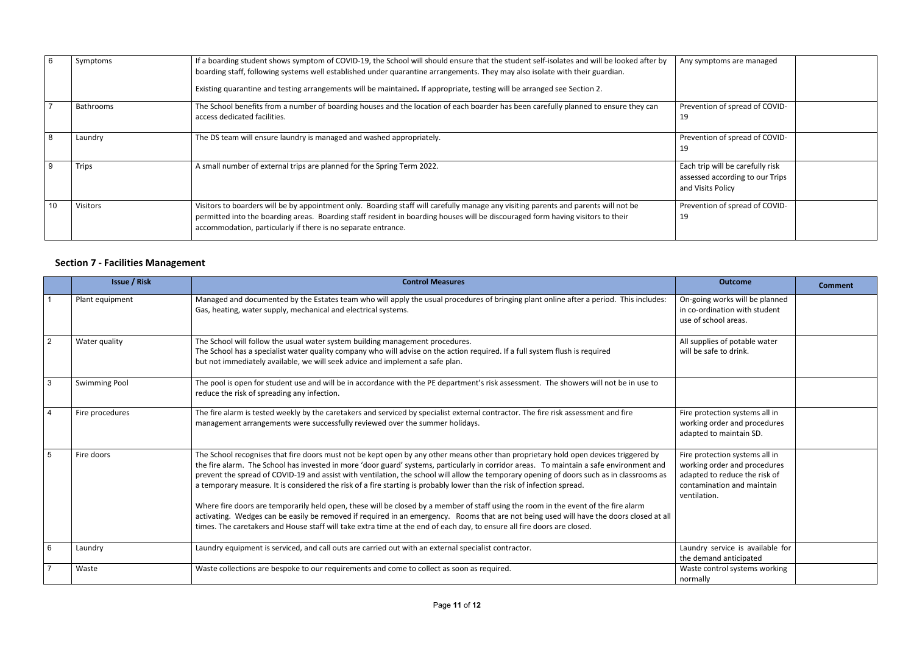| | | | | |
|---|---|---|---|---|
| 6 | Symptoms | If a boarding student shows symptom of COVID-19, the School will should ensure that the student self-isolates and will be looked after by boarding staff, following systems well established under quarantine arrangements. They may also isolate with their guardian.<br><br>Existing quarantine and testing arrangements will be maintained. If appropriate, testing will be arranged see Section 2. | Any symptoms are managed | |
| 7 | Bathrooms | The School benefits from a number of boarding houses and the location of each boarder has been carefully planned to ensure they can access dedicated facilities. | Prevention of spread of COVID-19 | |
| 8 | Laundry | The DS team will ensure laundry is managed and washed appropriately. | Prevention of spread of COVID-19 | |
| 9 | Trips | A small number of external trips are planned for the Spring Term 2022. | Each trip will be carefully risk assessed according to our Trips and Visits Policy | |
| 10 | Visitors | Visitors to boarders will be by appointment only. Boarding staff will carefully manage any visiting parents and parents will not be permitted into the boarding areas. Boarding staff resident in boarding houses will be discouraged form having visitors to their accommodation, particularly if there is no separate entrance. | Prevention of spread of COVID-19 | |

## Section 7 - Facilities Management

| | Issue / Risk | Control Measures | Outcome | Comment |
|---|---|---|---|---|
| 1 | Plant equipment | Managed and documented by the Estates team who will apply the usual procedures of bringing plant online after a period. This includes: Gas, heating, water supply, mechanical and electrical systems. | On-going works will be planned in co-ordination with student use of school areas. | |
| 2 | Water quality | The School will follow the usual water system building management procedures.<br>The School has a specialist water quality company who will advise on the action required. If a full system flush is required but not immediately available, we will seek advice and implement a safe plan. | All supplies of potable water will be safe to drink. | |
| 3 | Swimming Pool | The pool is open for student use and will be in accordance with the PE department's risk assessment. The showers will not be in use to reduce the risk of spreading any infection. | | |
| 4 | Fire procedures | The fire alarm is tested weekly by the caretakers and serviced by specialist external contractor. The fire risk assessment and fire management arrangements were successfully reviewed over the summer holidays. | Fire protection systems all in working order and procedures adapted to maintain SD. | |
| 5 | Fire doors | The School recognises that fire doors must not be kept open by any other means other than proprietary hold open devices triggered by the fire alarm. The School has invested in more 'door guard' systems, particularly in corridor areas. To maintain a safe environment and prevent the spread of COVID-19 and assist with ventilation, the school will allow the temporary opening of doors such as in classrooms as a temporary measure. It is considered the risk of a fire starting is probably lower than the risk of infection spread.<br><br>Where fire doors are temporarily held open, these will be closed by a member of staff using the room in the event of the fire alarm activating. Wedges can be easily be removed if required in an emergency. Rooms that are not being used will have the doors closed at all times. The caretakers and House staff will take extra time at the end of each day, to ensure all fire doors are closed. | Fire protection systems all in working order and procedures adapted to reduce the risk of contamination and maintain ventilation. | |
| 6 | Laundry | Laundry equipment is serviced, and call outs are carried out with an external specialist contractor. | Laundry service is available for the demand anticipated | |
| 7 | Waste | Waste collections are bespoke to our requirements and come to collect as soon as required. | Waste control systems working normally | |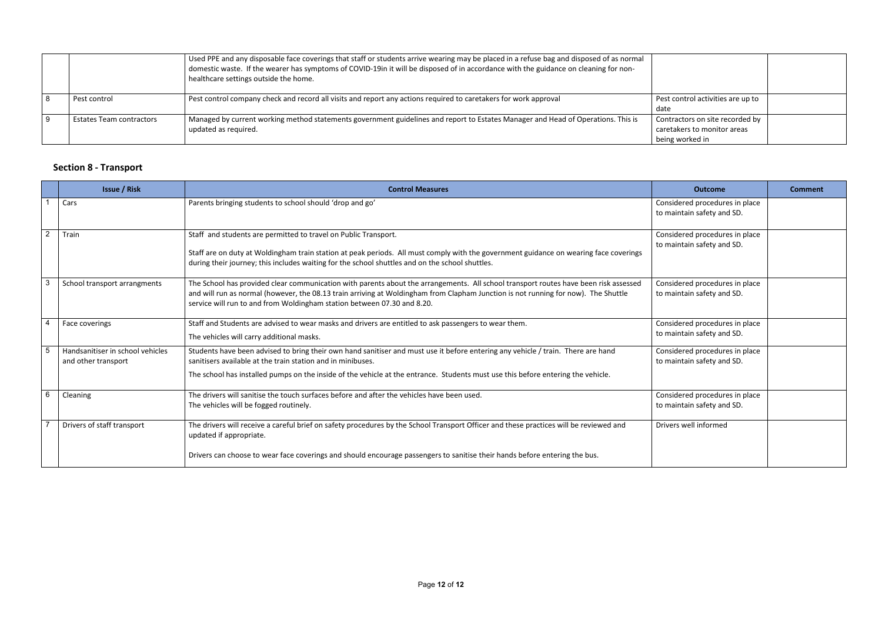| | | | | |
|---|---|---|---|---|
| | | Used PPE and any disposable face coverings that staff or students arrive wearing may be placed in a refuse bag and disposed of as normal domestic waste. If the wearer has symptoms of COVID-19in it will be disposed of in accordance with the guidance on cleaning for non-healthcare settings outside the home. | | |
| 8 | Pest control | Pest control company check and record all visits and report any actions required to caretakers for work approval | Pest control activities are up to date | |
| 9 | Estates Team contractors | Managed by current working method statements government guidelines and report to Estates Manager and Head of Operations. This is updated as required. | Contractors on site recorded by caretakers to monitor areas being worked in | |

## Section 8 - Transport

| | Issue / Risk | Control Measures | Outcome | Comment |
|---|---|---|---|---|
| 1 | Cars | Parents bringing students to school should 'drop and go' | Considered procedures in place to maintain safety and SD. | |
| 2 | Train | Staff and students are permitted to travel on Public Transport.<br><br>Staff are on duty at Woldingham train station at peak periods. All must comply with the government guidance on wearing face coverings during their journey; this includes waiting for the school shuttles and on the school shuttles. | Considered procedures in place to maintain safety and SD. | |
| 3 | School transport arrangments | The School has provided clear communication with parents about the arrangements. All school transport routes have been risk assessed and will run as normal (however, the 08.13 train arriving at Woldingham from Clapham Junction is not running for now). The Shuttle service will run to and from Woldingham station between 07.30 and 8.20. | Considered procedures in place to maintain safety and SD. | |
| 4 | Face coverings | Staff and Students are advised to wear masks and drivers are entitled to ask passengers to wear them.<br><br>The vehicles will carry additional masks. | Considered procedures in place to maintain safety and SD. | |
| 5 | Handsanitiser in school vehicles and other transport | Students have been advised to bring their own hand sanitiser and must use it before entering any vehicle / train. There are hand sanitisers available at the train station and in minibuses.<br><br>The school has installed pumps on the inside of the vehicle at the entrance. Students must use this before entering the vehicle. | Considered procedures in place to maintain safety and SD. | |
| 6 | Cleaning | The drivers will sanitise the touch surfaces before and after the vehicles have been used.<br>The vehicles will be fogged routinely. | Considered procedures in place to maintain safety and SD. | |
| 7 | Drivers of staff transport | The drivers will receive a careful brief on safety procedures by the School Transport Officer and these practices will be reviewed and updated if appropriate.<br><br>Drivers can choose to wear face coverings and should encourage passengers to sanitise their hands before entering the bus. | Drivers well informed | |